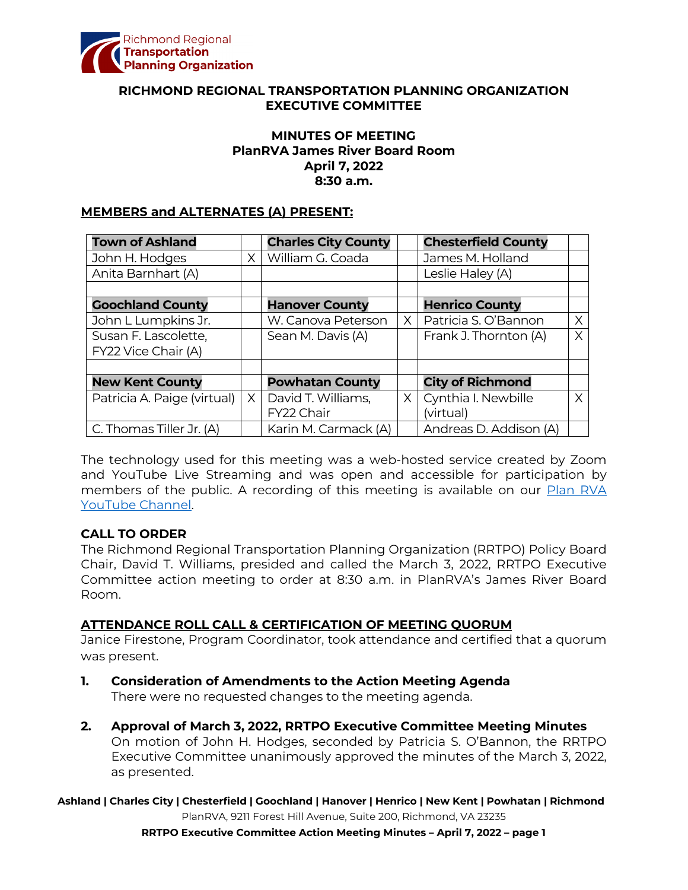Richmond Regional **Transportation Planning Organization**

**RICHMOND REGIONAL TRANSPORTATION PLANNING ORGANIZATION EXECUTIVE COMMITTEE**

**MINUTES OF MEETING**
**PlanRVA James River Board Room**
**April 7, 2022**
**8:30 a.m.**

## MEMBERS and ALTERNATES (A) PRESENT:

| **Town of Ashland** | | **Charles City County** | | **Chesterfield County** | |
|---|---|---|---|---|---|
| John H. Hodges | X | William G. Coada | | James M. Holland | |
| Anita Barnhart (A) | | | | Leslie Haley (A) | |
| | | | | | |
| **Goochland County** | | **Hanover County** | | **Henrico County** | |
| John L Lumpkins Jr. | | W. Canova Peterson | X | Patricia S. O'Bannon | X |
| Susan F. Lascolette, FY22 Vice Chair (A) | | Sean M. Davis (A) | | Frank J. Thornton (A) | X |
| | | | | | |
| **New Kent County** | | **Powhatan County** | | **City of Richmond** | |
| Patricia A. Paige (virtual) | X | David T. Williams, FY22 Chair | X | Cynthia I. Newbille (virtual) | X |
| C. Thomas Tiller Jr. (A) | | Karin M. Carmack (A) | | Andreas D. Addison (A) | |

The technology used for this meeting was a web-hosted service created by Zoom and YouTube Live Streaming and was open and accessible for participation by members of the public. A recording of this meeting is available on our [Plan RVA YouTube Channel](#).

**CALL TO ORDER**
The Richmond Regional Transportation Planning Organization (RRTPO) Policy Board Chair, David T. Williams, presided and called the March 3, 2022, RRTPO Executive Committee action meeting to order at 8:30 a.m. in PlanRVA's James River Board Room.

**ATTENDANCE ROLL CALL & CERTIFICATION OF MEETING QUORUM**
Janice Firestone, Program Coordinator, took attendance and certified that a quorum was present.

1. **Consideration of Amendments to the Action Meeting Agenda**
   There were no requested changes to the meeting agenda.

2. **Approval of March 3, 2022, RRTPO Executive Committee Meeting Minutes**
   On motion of John H. Hodges, seconded by Patricia S. O'Bannon, the RRTPO Executive Committee unanimously approved the minutes of the March 3, 2022, as presented.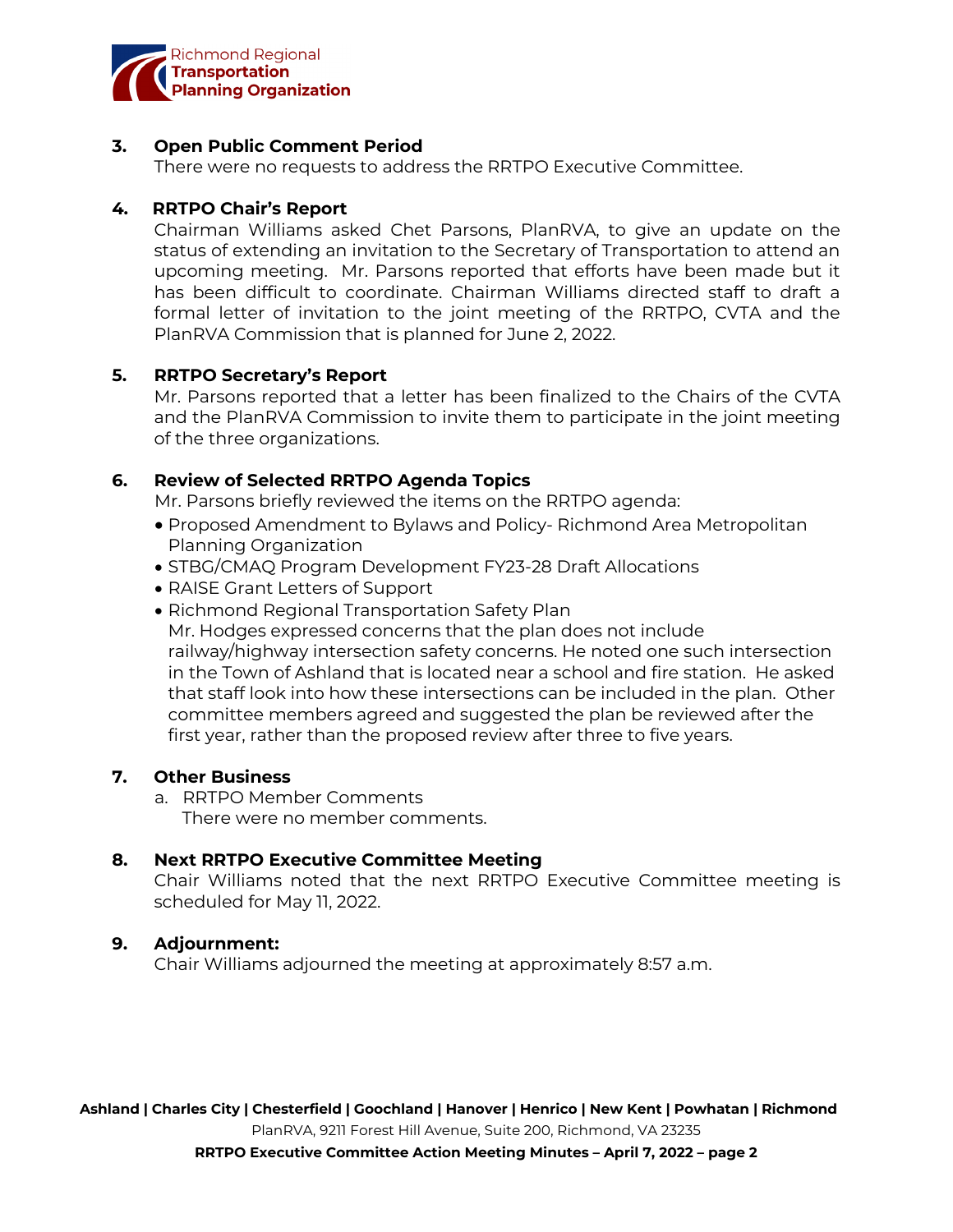### 3. Open Public Comment Period

There were no requests to address the RRTPO Executive Committee.

### 4. RRTPO Chair's Report

Chairman Williams asked Chet Parsons, PlanRVA, to give an update on the status of extending an invitation to the Secretary of Transportation to attend an upcoming meeting. Mr. Parsons reported that efforts have been made but it has been difficult to coordinate. Chairman Williams directed staff to draft a formal letter of invitation to the joint meeting of the RRTPO, CVTA and the PlanRVA Commission that is planned for June 2, 2022.

### 5. RRTPO Secretary's Report

Mr. Parsons reported that a letter has been finalized to the Chairs of the CVTA and the PlanRVA Commission to invite them to participate in the joint meeting of the three organizations.

### 6. Review of Selected RRTPO Agenda Topics

Mr. Parsons briefly reviewed the items on the RRTPO agenda:

- Proposed Amendment to Bylaws and Policy- Richmond Area Metropolitan Planning Organization
- STBG/CMAQ Program Development FY23-28 Draft Allocations
- RAISE Grant Letters of Support
- Richmond Regional Transportation Safety Plan
  Mr. Hodges expressed concerns that the plan does not include railway/highway intersection safety concerns. He noted one such intersection in the Town of Ashland that is located near a school and fire station. He asked that staff look into how these intersections can be included in the plan. Other committee members agreed and suggested the plan be reviewed after the first year, rather than the proposed review after three to five years.

### 7. Other Business

a. RRTPO Member Comments
   There were no member comments.

### 8. Next RRTPO Executive Committee Meeting

Chair Williams noted that the next RRTPO Executive Committee meeting is scheduled for May 11, 2022.

### 9. Adjournment:

Chair Williams adjourned the meeting at approximately 8:57 a.m.